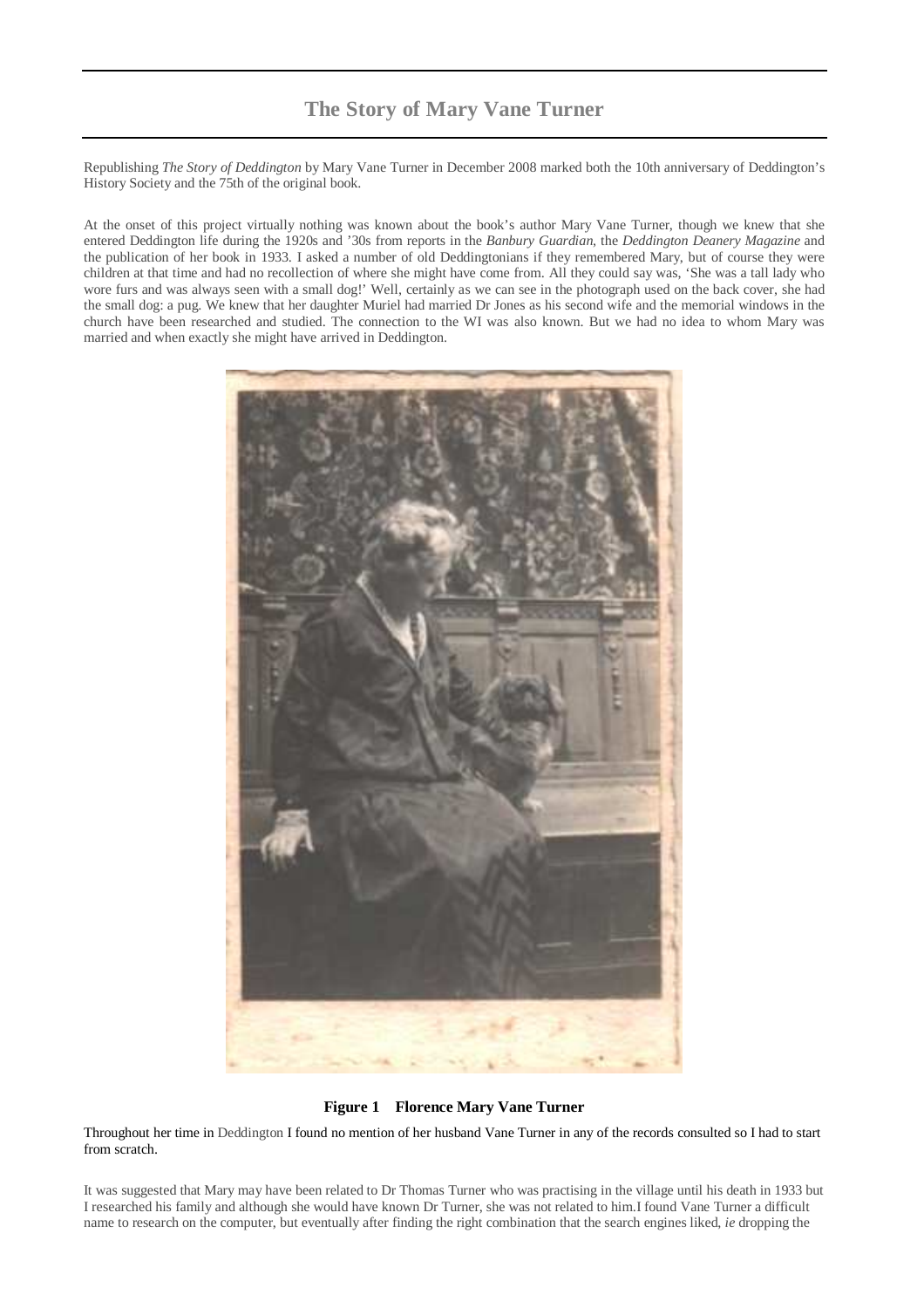# The Story of Mary Vane Turner

Republishing *The Story of Deddington* by Mary Vane Turner in December 2008 marked both the 10th anniversary of Deddington's History Society and the 75th of the original book.

At the onset of this project virtually nothing was known about the book's author Mary Vane Turner, though we knew that she entered Deddington life during the 1920s and '30s from reports in the *Banbury Guardian*, the *Deddington Deanery Magazine* and the publication of her book in 1933. I asked a number of old Deddingtonians if they remembered Mary, but of course they were children at that time and had no recollection of where she might have come from. All they could say was, 'She was a tall lady who wore furs and was always seen with a small dog!' Well, certainly as we can see in the photograph used on the back cover, she had the small dog: a pug. We knew that her daughter Muriel had married Dr Jones as his second wife and the memorial windows in the church have been researched and studied. The connection to the WI was also known. But we had no idea to whom Mary was married and when exactly she might have arrived in Deddington.

**Figure 1 Florence Mary Vane Turner**

Throughout her time in Deddington I found no mention of her husband Vane Turner in any of the records consulted so I had to start from scratch.

It was suggested that Mary may have been related to Dr Thomas Turner who was practising in the village until his death in 1933 but I researched his family and although she would have known Dr Turner, she was not related to him.I found Vane Turner a difficult name to research on the computer, but eventually after finding the right combination that the search engines liked, *ie* dropping the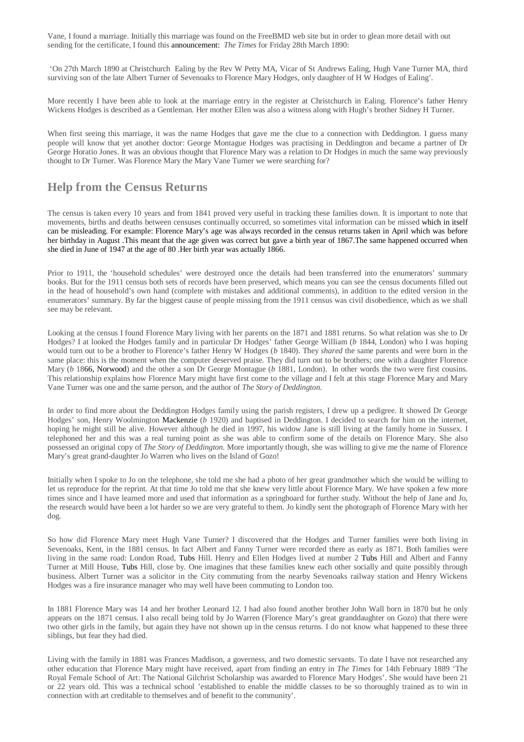Vane, I found a marriage. Initially this marriage was found on the FreeBMD web site but in order to glean more detail with out sending for the certificate, I found this announcement: *The Times* for Friday 28th March 1890:

'On 27th March 1890 at Christchurch Ealing by the Rev W Petty MA, Vicar of St Andrews Ealing, Hugh Vane Turner MA, third surviving son of the late Albert Turner of Sevenoaks to Florence Mary Hodges, only daughter of H W Hodges of Ealing'.

More recently I have been able to look at the marriage entry in the register at Christchurch in Ealing. Florence's father Henry Wickens Hodges is described as a Gentleman. Her mother Ellen was also a witness along with Hugh's brother Sidney H Turner.

When first seeing this marriage, it was the name Hodges that gave me the clue to a connection with Deddington. I guess many people will know that yet another doctor: George Montague Hodges was practising in Deddington and became a partner of Dr George Horatio Jones. It was an obvious thought that Florence Mary was a relation to Dr Hodges in much the same way previously thought to Dr Turner. Was Florence Mary the Mary Vane Turner we were searching for?

## Help from the Census Returns

The census is taken every 10 years and from 1841 proved very useful in tracking these families down. It is important to note that movements, births and deaths between censuses continually occurred, so sometimes vital information can be missed which in itself can be misleading. For example: Florence Mary's age was always recorded in the census returns taken in April which was before her birthday in August .This meant that the age given was correct but gave a birth year of 1867.The same happened occurred when she died in June of 1947 at the age of 80 .Her birth year was actually 1866.

Prior to 1911, the 'household schedules' were destroyed once the details had been transferred into the enumerators' summary books. But for the 1911 census both sets of records have been preserved, which means you can see the census documents filled out in the head of household's own hand (complete with mistakes and additional comments), in addition to the edited version in the enumerators' summary. By far the biggest cause of people missing from the 1911 census was civil disobedience, which as we shall see may be relevant.

Looking at the census I found Florence Mary living with her parents on the 1871 and 1881 returns. So what relation was she to Dr Hodges? I at looked the Hodges family and in particular Dr Hodges' father George William (*b* 1844, London) who I was hoping would turn out to be a brother to Florence's father Henry W Hodges (*b* 1840). They *shared* the same parents and were born in the same place: this is the moment when the computer deserved praise. They did turn out to be brothers; one with a daughter Florence Mary (*b* 1866, Norwood) and the other a son Dr George Montague (*b* 1881, London). In other words the two were first cousins. This relationship explains how Florence Mary might have first come to the village and I felt at this stage Florence Mary and Mary Vane Turner was one and the same person, and the author of *The Story of Deddington*.

In order to find more about the Deddington Hodges family using the parish registers, I drew up a pedigree. It showed Dr George Hodges' son, Henry Woolmington Mackenzie (*b* 1920) and baptised in Deddington. I decided to search for him on the internet, hoping he might still be alive. However although he died in 1997, his widow Jane is still living at the family home in Sussex. I telephoned her and this was a real turning point as she was able to confirm some of the details on Florence Mary. She also possessed an original copy of *The Story of Deddington*. More importantly though, she was willing to give me the name of Florence Mary's great grand-daughter Jo Warren who lives on the Island of Gozo!

Initially when I spoke to Jo on the telephone, she told me she had a photo of her great grandmother which she would be willing to let us reproduce for the reprint. At that time Jo told me that she knew very little about Florence Mary. We have spoken a few more times since and I have learned more and used that information as a springboard for further study. Without the help of Jane and Jo, the research would have been a lot harder so we are very grateful to them. Jo kindly sent the photograph of Florence Mary with her dog.

So how did Florence Mary meet Hugh Vane Turner? I discovered that the Hodges and Turner families were both living in Sevenoaks, Kent, in the 1881 census. In fact Albert and Fanny Turner were recorded there as early as 1871. Both families were living in the same road: London Road, Tubs Hill. Henry and Ellen Hodges lived at number 2 Tubs Hill and Albert and Fanny Turner at Mill House, Tubs Hill, close by. One imagines that these families knew each other socially and quite possibly through business. Albert Turner was a solicitor in the City commuting from the nearby Sevenoaks railway station and Henry Wickens Hodges was a fire insurance manager who may well have been commuting to London too.

In 1881 Florence Mary was 14 and her brother Leonard 12. I had also found another brother John Wall born in 1870 but he only appears on the 1871 census. I also recall being told by Jo Warren (Florence Mary's great granddaughter on Gozo) that there were two other girls in the family, but again they have not shown up in the census returns. I do not know what happened to these three siblings, but fear they had died.

Living with the family in 1881 was Frances Maddison, a governess, and two domestic servants. To date I have not researched any other education that Florence Mary might have received, apart from finding an entry in *The Times* for 14th February 1889 'The Royal Female School of Art: The National Gilchrist Scholarship was awarded to Florence Mary Hodges'. She would have been 21 or 22 years old. This was a technical school 'established to enable the middle classes to be so thoroughly trained as to win in connection with art creditable to themselves and of benefit to the community'.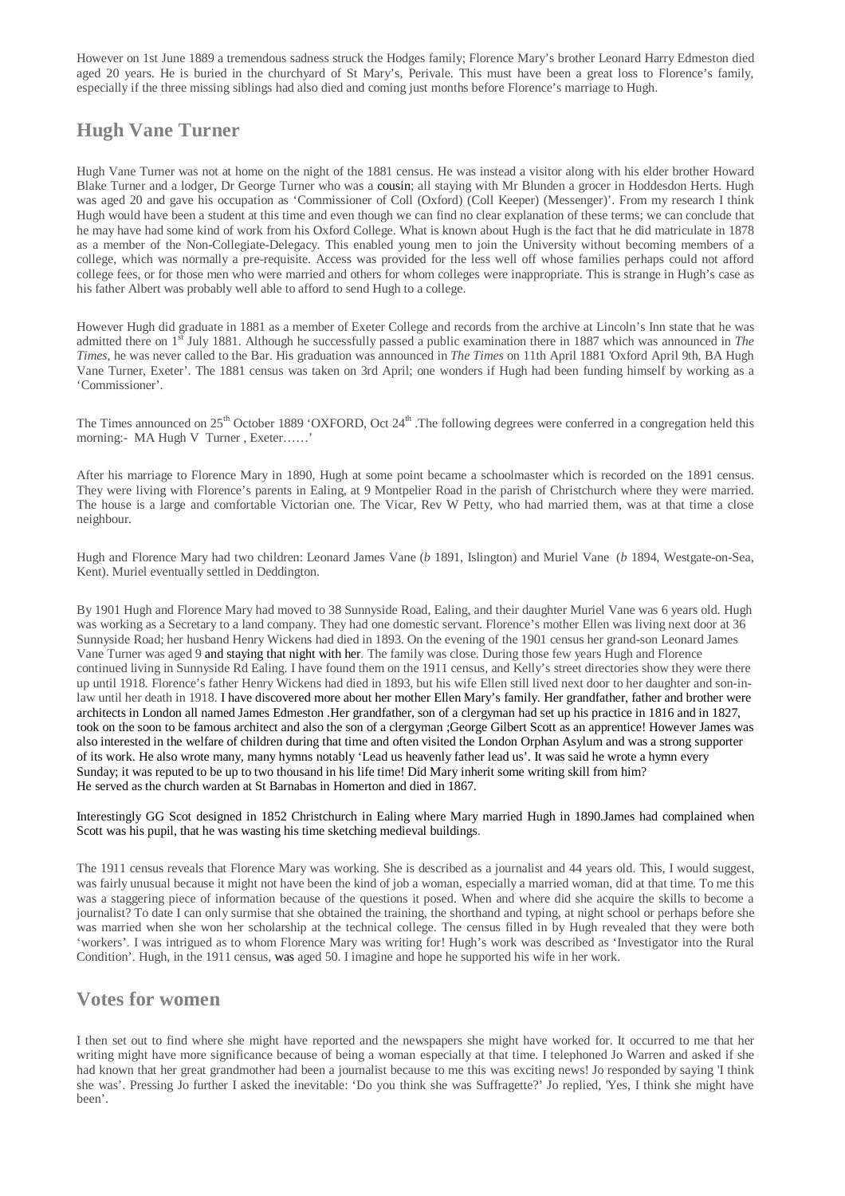However on 1st June 1889 a tremendous sadness struck the Hodges family; Florence Mary's brother Leonard Harry Edmeston died aged 20 years. He is buried in the churchyard of St Mary's, Perivale. This must have been a great loss to Florence's family, especially if the three missing siblings had also died and coming just months before Florence's marriage to Hugh.

## Hugh Vane Turner

Hugh Vane Turner was not at home on the night of the 1881 census. He was instead a visitor along with his elder brother Howard Blake Turner and a lodger, Dr George Turner who was a cousin; all staying with Mr Blunden a grocer in Hoddesdon Herts. Hugh was aged 20 and gave his occupation as 'Commissioner of Coll (Oxford) (Coll Keeper) (Messenger)'. From my research I think Hugh would have been a student at this time and even though we can find no clear explanation of these terms; we can conclude that he may have had some kind of work from his Oxford College. What is known about Hugh is the fact that he did matriculate in 1878 as a member of the Non-Collegiate-Delegacy. This enabled young men to join the University without becoming members of a college, which was normally a pre-requisite. Access was provided for the less well off whose families perhaps could not afford college fees, or for those men who were married and others for whom colleges were inappropriate. This is strange in Hugh's case as his father Albert was probably well able to afford to send Hugh to a college.

However Hugh did graduate in 1881 as a member of Exeter College and records from the archive at Lincoln's Inn state that he was admitted there on 1st July 1881. Although he successfully passed a public examination there in 1887 which was announced in *The Times*, he was never called to the Bar. His graduation was announced in *The Times* on 11th April 1881 'Oxford April 9th, BA Hugh Vane Turner, Exeter'. The 1881 census was taken on 3rd April; one wonders if Hugh had been funding himself by working as a 'Commissioner'.

The Times announced on 25th October 1889 'OXFORD, Oct 24th .The following degrees were conferred in a congregation held this morning:- MA Hugh V Turner , Exeter……'

After his marriage to Florence Mary in 1890, Hugh at some point became a schoolmaster which is recorded on the 1891 census. They were living with Florence's parents in Ealing, at 9 Montpelier Road in the parish of Christchurch where they were married. The house is a large and comfortable Victorian one. The Vicar, Rev W Petty, who had married them, was at that time a close neighbour.

Hugh and Florence Mary had two children: Leonard James Vane (*b* 1891, Islington) and Muriel Vane (*b* 1894, Westgate-on-Sea, Kent). Muriel eventually settled in Deddington.

By 1901 Hugh and Florence Mary had moved to 38 Sunnyside Road, Ealing, and their daughter Muriel Vane was 6 years old. Hugh was working as a Secretary to a land company. They had one domestic servant. Florence's mother Ellen was living next door at 36 Sunnyside Road; her husband Henry Wickens had died in 1893. On the evening of the 1901 census her grand-son Leonard James Vane Turner was aged 9 and staying that night with her. The family was close. During those few years Hugh and Florence continued living in Sunnyside Rd Ealing. I have found them on the 1911 census, and Kelly's street directories show they were there up until 1918. Florence's father Henry Wickens had died in 1893, but his wife Ellen still lived next door to her daughter and son-in-law until her death in 1918. I have discovered more about her mother Ellen Mary's family. Her grandfather, father and brother were architects in London all named James Edmeston .Her grandfather, son of a clergyman had set up his practice in 1816 and in 1827, took on the soon to be famous architect and also the son of a clergyman ;George Gilbert Scott as an apprentice! However James was also interested in the welfare of children during that time and often visited the London Orphan Asylum and was a strong supporter of its work. He also wrote many, many hymns notably 'Lead us heavenly father lead us'. It was said he wrote a hymn every Sunday; it was reputed to be up to two thousand in his life time! Did Mary inherit some writing skill from him?
He served as the church warden at St Barnabas in Homerton and died in 1867.

Interestingly GG Scot designed in 1852 Christchurch in Ealing where Mary married Hugh in 1890.James had complained when Scott was his pupil, that he was wasting his time sketching medieval buildings.

The 1911 census reveals that Florence Mary was working. She is described as a journalist and 44 years old. This, I would suggest, was fairly unusual because it might not have been the kind of job a woman, especially a married woman, did at that time. To me this was a staggering piece of information because of the questions it posed. When and where did she acquire the skills to become a journalist? To date I can only surmise that she obtained the training, the shorthand and typing, at night school or perhaps before she was married when she won her scholarship at the technical college. The census filled in by Hugh revealed that they were both 'workers'. I was intrigued as to whom Florence Mary was writing for! Hugh's work was described as 'Investigator into the Rural Condition'. Hugh, in the 1911 census, was aged 50. I imagine and hope he supported his wife in her work.

## Votes for women

I then set out to find where she might have reported and the newspapers she might have worked for. It occurred to me that her writing might have more significance because of being a woman especially at that time. I telephoned Jo Warren and asked if she had known that her great grandmother had been a journalist because to me this was exciting news! Jo responded by saying 'I think she was'. Pressing Jo further I asked the inevitable: 'Do you think she was Suffragette?' Jo replied, 'Yes, I think she might have been'.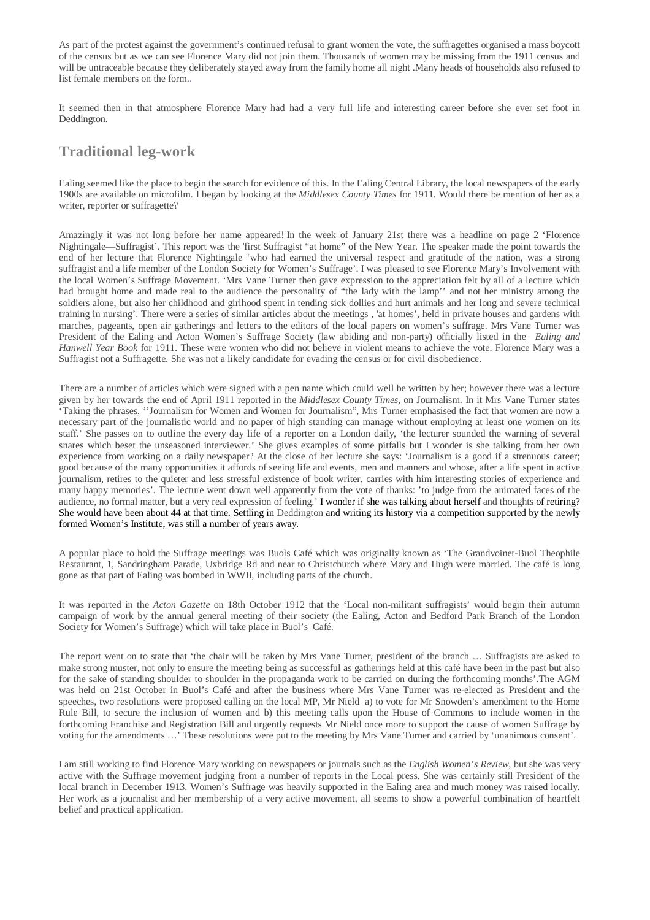As part of the protest against the government's continued refusal to grant women the vote, the suffragettes organised a mass boycott of the census but as we can see Florence Mary did not join them. Thousands of women may be missing from the 1911 census and will be untraceable because they deliberately stayed away from the family home all night .Many heads of households also refused to list female members on the form..

It seemed then in that atmosphere Florence Mary had had a very full life and interesting career before she ever set foot in Deddington.

## Traditional leg-work

Ealing seemed like the place to begin the search for evidence of this. In the Ealing Central Library, the local newspapers of the early 1900s are available on microfilm. I began by looking at the *Middlesex County Times* for 1911. Would there be mention of her as a writer, reporter or suffragette?

Amazingly it was not long before her name appeared! In the week of January 21st there was a headline on page 2 'Florence Nightingale—Suffragist'. This report was the 'first Suffragist "at home" of the New Year. The speaker made the point towards the end of her lecture that Florence Nightingale 'who had earned the universal respect and gratitude of the nation, was a strong suffragist and a life member of the London Society for Women's Suffrage'. I was pleased to see Florence Mary's Involvement with the local Women's Suffrage Movement. 'Mrs Vane Turner then gave expression to the appreciation felt by all of a lecture which had brought home and made real to the audience the personality of "the lady with the lamp'' and not her ministry among the soldiers alone, but also her childhood and girlhood spent in tending sick dollies and hurt animals and her long and severe technical training in nursing'. There were a series of similar articles about the meetings , 'at homes', held in private houses and gardens with marches, pageants, open air gatherings and letters to the editors of the local papers on women's suffrage. Mrs Vane Turner was President of the Ealing and Acton Women's Suffrage Society (law abiding and non-party) officially listed in the *Ealing and Hanwell Year Book* for 1911. These were women who did not believe in violent means to achieve the vote. Florence Mary was a Suffragist not a Suffragette. She was not a likely candidate for evading the census or for civil disobedience.

There are a number of articles which were signed with a pen name which could well be written by her; however there was a lecture given by her towards the end of April 1911 reported in the *Middlesex County Times*, on Journalism. In it Mrs Vane Turner states 'Taking the phrases, ''Journalism for Women and Women for Journalism", Mrs Turner emphasised the fact that women are now a necessary part of the journalistic world and no paper of high standing can manage without employing at least one women on its staff.' She passes on to outline the every day life of a reporter on a London daily, 'the lecturer sounded the warning of several snares which beset the unseasoned interviewer.' She gives examples of some pitfalls but I wonder is she talking from her own experience from working on a daily newspaper? At the close of her lecture she says: 'Journalism is a good if a strenuous career; good because of the many opportunities it affords of seeing life and events, men and manners and whose, after a life spent in active journalism, retires to the quieter and less stressful existence of book writer, carries with him interesting stories of experience and many happy memories'. The lecture went down well apparently from the vote of thanks: 'to judge from the animated faces of the audience, no formal matter, but a very real expression of feeling.' I wonder if she was talking about herself and thoughts of retiring? She would have been about 44 at that time. Settling in Deddington and writing its history via a competition supported by the newly formed Women's Institute, was still a number of years away.

A popular place to hold the Suffrage meetings was Buols Café which was originally known as 'The Grandvoinet-Buol Theophile Restaurant, 1, Sandringham Parade, Uxbridge Rd and near to Christchurch where Mary and Hugh were married. The café is long gone as that part of Ealing was bombed in WWII, including parts of the church.

It was reported in the *Acton Gazette* on 18th October 1912 that the 'Local non-militant suffragists' would begin their autumn campaign of work by the annual general meeting of their society (the Ealing, Acton and Bedford Park Branch of the London Society for Women's Suffrage) which will take place in Buol's Café.

The report went on to state that 'the chair will be taken by Mrs Vane Turner, president of the branch … Suffragists are asked to make strong muster, not only to ensure the meeting being as successful as gatherings held at this café have been in the past but also for the sake of standing shoulder to shoulder in the propaganda work to be carried on during the forthcoming months'.The AGM was held on 21st October in Buol's Café and after the business where Mrs Vane Turner was re-elected as President and the speeches, two resolutions were proposed calling on the local MP, Mr Nield a) to vote for Mr Snowden's amendment to the Home Rule Bill, to secure the inclusion of women and b) this meeting calls upon the House of Commons to include women in the forthcoming Franchise and Registration Bill and urgently requests Mr Nield once more to support the cause of women Suffrage by voting for the amendments …' These resolutions were put to the meeting by Mrs Vane Turner and carried by 'unanimous consent'.

I am still working to find Florence Mary working on newspapers or journals such as the *English Women's Review*, but she was very active with the Suffrage movement judging from a number of reports in the Local press. She was certainly still President of the local branch in December 1913. Women's Suffrage was heavily supported in the Ealing area and much money was raised locally. Her work as a journalist and her membership of a very active movement, all seems to show a powerful combination of heartfelt belief and practical application.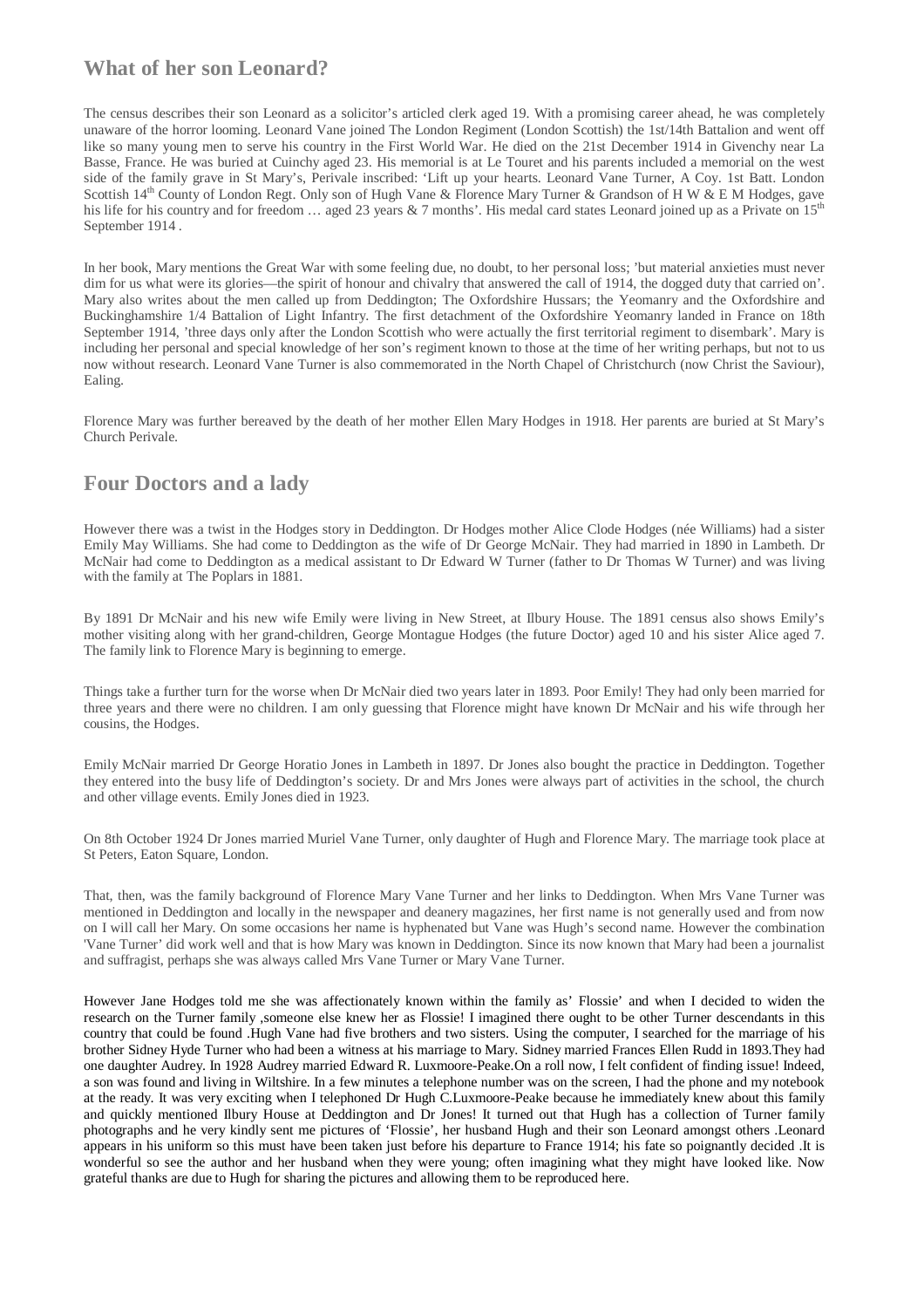## What of her son Leonard?

The census describes their son Leonard as a solicitor's articled clerk aged 19. With a promising career ahead, he was completely unaware of the horror looming. Leonard Vane joined The London Regiment (London Scottish) the 1st/14th Battalion and went off like so many young men to serve his country in the First World War. He died on the 21st December 1914 in Givenchy near La Basse, France. He was buried at Cuinchy aged 23. His memorial is at Le Touret and his parents included a memorial on the west side of the family grave in St Mary's, Perivale inscribed: 'Lift up your hearts. Leonard Vane Turner, A Coy. 1st Batt. London Scottish 14th County of London Regt. Only son of Hugh Vane & Florence Mary Turner & Grandson of H W & E M Hodges, gave his life for his country and for freedom … aged 23 years & 7 months'. His medal card states Leonard joined up as a Private on 15th September 1914 .

In her book, Mary mentions the Great War with some feeling due, no doubt, to her personal loss; 'but material anxieties must never dim for us what were its glories—the spirit of honour and chivalry that answered the call of 1914, the dogged duty that carried on'. Mary also writes about the men called up from Deddington; The Oxfordshire Hussars; the Yeomanry and the Oxfordshire and Buckinghamshire 1/4 Battalion of Light Infantry. The first detachment of the Oxfordshire Yeomanry landed in France on 18th September 1914, 'three days only after the London Scottish who were actually the first territorial regiment to disembark'. Mary is including her personal and special knowledge of her son's regiment known to those at the time of her writing perhaps, but not to us now without research. Leonard Vane Turner is also commemorated in the North Chapel of Christchurch (now Christ the Saviour), Ealing.

Florence Mary was further bereaved by the death of her mother Ellen Mary Hodges in 1918. Her parents are buried at St Mary's Church Perivale.

## Four Doctors and a lady

However there was a twist in the Hodges story in Deddington. Dr Hodges mother Alice Clode Hodges (née Williams) had a sister Emily May Williams. She had come to Deddington as the wife of Dr George McNair. They had married in 1890 in Lambeth. Dr McNair had come to Deddington as a medical assistant to Dr Edward W Turner (father to Dr Thomas W Turner) and was living with the family at The Poplars in 1881.

By 1891 Dr McNair and his new wife Emily were living in New Street, at Ilbury House. The 1891 census also shows Emily's mother visiting along with her grand-children, George Montague Hodges (the future Doctor) aged 10 and his sister Alice aged 7. The family link to Florence Mary is beginning to emerge.

Things take a further turn for the worse when Dr McNair died two years later in 1893. Poor Emily! They had only been married for three years and there were no children. I am only guessing that Florence might have known Dr McNair and his wife through her cousins, the Hodges.

Emily McNair married Dr George Horatio Jones in Lambeth in 1897. Dr Jones also bought the practice in Deddington. Together they entered into the busy life of Deddington's society. Dr and Mrs Jones were always part of activities in the school, the church and other village events. Emily Jones died in 1923.

On 8th October 1924 Dr Jones married Muriel Vane Turner, only daughter of Hugh and Florence Mary. The marriage took place at St Peters, Eaton Square, London.

That, then, was the family background of Florence Mary Vane Turner and her links to Deddington. When Mrs Vane Turner was mentioned in Deddington and locally in the newspaper and deanery magazines, her first name is not generally used and from now on I will call her Mary. On some occasions her name is hyphenated but Vane was Hugh's second name. However the combination 'Vane Turner' did work well and that is how Mary was known in Deddington. Since its now known that Mary had been a journalist and suffragist, perhaps she was always called Mrs Vane Turner or Mary Vane Turner.

However Jane Hodges told me she was affectionately known within the family as' 'Flossie' and when I decided to widen the research on the Turner family ,someone else knew her as Flossie! I imagined there ought to be other Turner descendants in this country that could be found .Hugh Vane had five brothers and two sisters. Using the computer, I searched for the marriage of his brother Sidney Hyde Turner who had been a witness at his marriage to Mary. Sidney married Frances Ellen Rudd in 1893.They had one daughter Audrey. In 1928 Audrey married Edward R. Luxmoore-Peake.On a roll now, I felt confident of finding issue! Indeed, a son was found and living in Wiltshire. In a few minutes a telephone number was on the screen, I had the phone and my notebook at the ready. It was very exciting when I telephoned Dr Hugh C.Luxmoore-Peake because he immediately knew about this family and quickly mentioned Ilbury House at Deddington and Dr Jones! It turned out that Hugh has a collection of Turner family photographs and he very kindly sent me pictures of 'Flossie', her husband Hugh and their son Leonard amongst others .Leonard appears in his uniform so this must have been taken just before his departure to France 1914; his fate so poignantly decided .It is wonderful so see the author and her husband when they were young; often imagining what they might have looked like. Now grateful thanks are due to Hugh for sharing the pictures and allowing them to be reproduced here.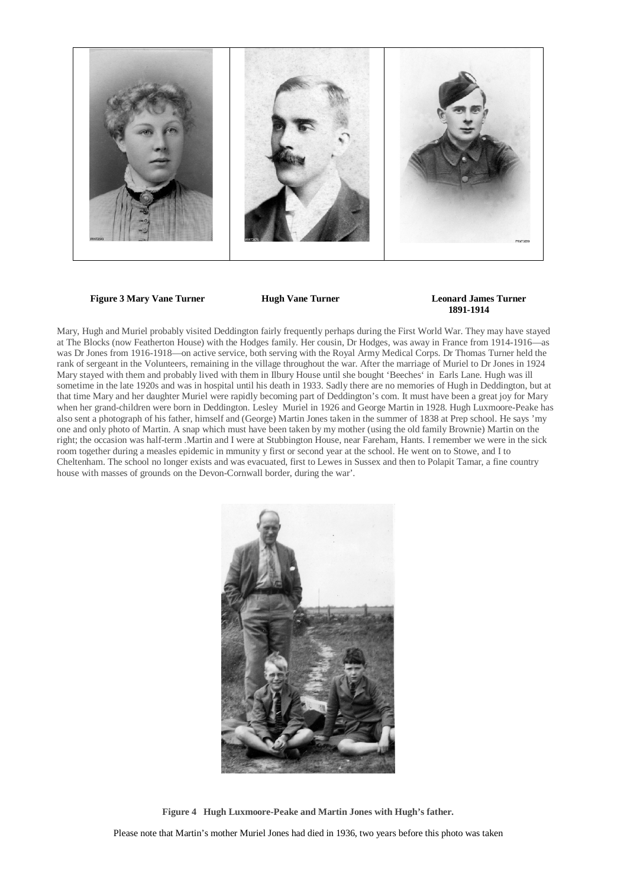**Figure 3 Mary Vane Turner** **Hugh Vane Turner** **Leonard James Turner 1891-1914**

Mary, Hugh and Muriel probably visited Deddington fairly frequently perhaps during the First World War. They may have stayed at The Blocks (now Featherton House) with the Hodges family. Her cousin, Dr Hodges, was away in France from 1914-1916—as was Dr Jones from 1916-1918—on active service, both serving with the Royal Army Medical Corps. Dr Thomas Turner held the rank of sergeant in the Volunteers, remaining in the village throughout the war. After the marriage of Muriel to Dr Jones in 1924 Mary stayed with them and probably lived with them in Ilbury House until she bought 'Beeches' in Earls Lane. Hugh was ill sometime in the late 1920s and was in hospital until his death in 1933. Sadly there are no memories of Hugh in Deddington, but at that time Mary and her daughter Muriel were rapidly becoming part of Deddington's com. It must have been a great joy for Mary when her grand-children were born in Deddington. Lesley Muriel in 1926 and George Martin in 1928. Hugh Luxmoore-Peake has also sent a photograph of his father, himself and (George) Martin Jones taken in the summer of 1838 at Prep school. He says 'my one and only photo of Martin. A snap which must have been taken by my mother (using the old family Brownie) Martin on the right; the occasion was half-term .Martin and I were at Stubbington House, near Fareham, Hants. I remember we were in the sick room together during a measles epidemic in mmunity y first or second year at the school. He went on to Stowe, and I to Cheltenham. The school no longer exists and was evacuated, first to Lewes in Sussex and then to Polapit Tamar, a fine country house with masses of grounds on the Devon-Cornwall border, during the war'.

**Figure 4 Hugh Luxmoore-Peake and Martin Jones with Hugh's father.**

Please note that Martin's mother Muriel Jones had died in 1936, two years before this photo was taken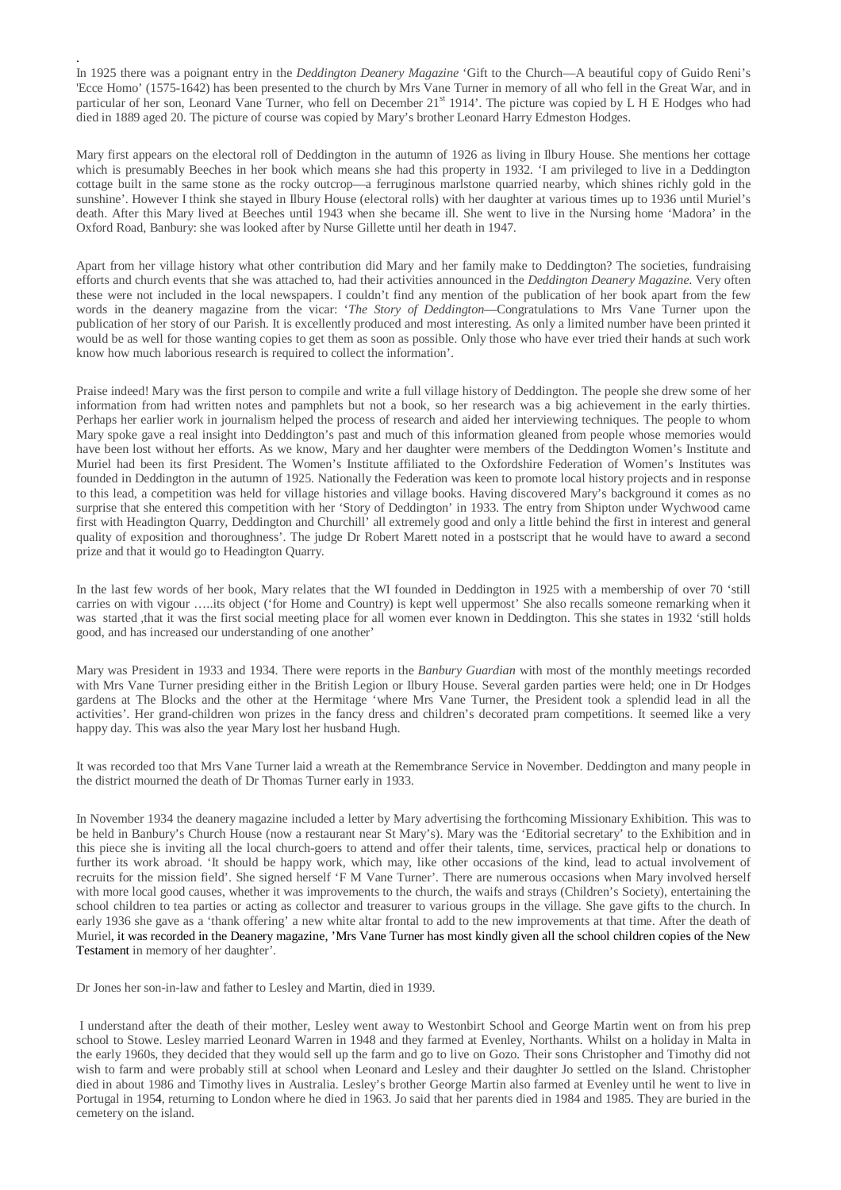.

In 1925 there was a poignant entry in the *Deddington Deanery Magazine* 'Gift to the Church—A beautiful copy of Guido Reni's 'Ecce Homo' (1575-1642) has been presented to the church by Mrs Vane Turner in memory of all who fell in the Great War, and in particular of her son, Leonard Vane Turner, who fell on December 21st 1914'. The picture was copied by L H E Hodges who had died in 1889 aged 20. The picture of course was copied by Mary's brother Leonard Harry Edmeston Hodges.

Mary first appears on the electoral roll of Deddington in the autumn of 1926 as living in Ilbury House. She mentions her cottage which is presumably Beeches in her book which means she had this property in 1932. 'I am privileged to live in a Deddington cottage built in the same stone as the rocky outcrop—a ferruginous marlstone quarried nearby, which shines richly gold in the sunshine'. However I think she stayed in Ilbury House (electoral rolls) with her daughter at various times up to 1936 until Muriel's death. After this Mary lived at Beeches until 1943 when she became ill. She went to live in the Nursing home 'Madora' in the Oxford Road, Banbury: she was looked after by Nurse Gillette until her death in 1947.

Apart from her village history what other contribution did Mary and her family make to Deddington? The societies, fundraising efforts and church events that she was attached to, had their activities announced in the *Deddington Deanery Magazine*. Very often these were not included in the local newspapers. I couldn't find any mention of the publication of her book apart from the few words in the deanery magazine from the vicar: '*The Story of Deddington*—Congratulations to Mrs Vane Turner upon the publication of her story of our Parish. It is excellently produced and most interesting. As only a limited number have been printed it would be as well for those wanting copies to get them as soon as possible. Only those who have ever tried their hands at such work know how much laborious research is required to collect the information'.

Praise indeed! Mary was the first person to compile and write a full village history of Deddington. The people she drew some of her information from had written notes and pamphlets but not a book, so her research was a big achievement in the early thirties. Perhaps her earlier work in journalism helped the process of research and aided her interviewing techniques. The people to whom Mary spoke gave a real insight into Deddington's past and much of this information gleaned from people whose memories would have been lost without her efforts. As we know, Mary and her daughter were members of the Deddington Women's Institute and Muriel had been its first President. The Women's Institute affiliated to the Oxfordshire Federation of Women's Institutes was founded in Deddington in the autumn of 1925. Nationally the Federation was keen to promote local history projects and in response to this lead, a competition was held for village histories and village books. Having discovered Mary's background it comes as no surprise that she entered this competition with her 'Story of Deddington' in 1933. The entry from Shipton under Wychwood came first with Headington Quarry, Deddington and Churchill' all extremely good and only a little behind the first in interest and general quality of exposition and thoroughness'. The judge Dr Robert Marett noted in a postscript that he would have to award a second prize and that it would go to Headington Quarry.

In the last few words of her book, Mary relates that the WI founded in Deddington in 1925 with a membership of over 70 'still carries on with vigour …..its object ('for Home and Country) is kept well uppermost' She also recalls someone remarking when it was started ,that it was the first social meeting place for all women ever known in Deddington. This she states in 1932 'still holds good, and has increased our understanding of one another'

Mary was President in 1933 and 1934. There were reports in the *Banbury Guardian* with most of the monthly meetings recorded with Mrs Vane Turner presiding either in the British Legion or Ilbury House. Several garden parties were held; one in Dr Hodges gardens at The Blocks and the other at the Hermitage 'where Mrs Vane Turner, the President took a splendid lead in all the activities'. Her grand-children won prizes in the fancy dress and children's decorated pram competitions. It seemed like a very happy day. This was also the year Mary lost her husband Hugh.

It was recorded too that Mrs Vane Turner laid a wreath at the Remembrance Service in November. Deddington and many people in the district mourned the death of Dr Thomas Turner early in 1933.

In November 1934 the deanery magazine included a letter by Mary advertising the forthcoming Missionary Exhibition. This was to be held in Banbury's Church House (now a restaurant near St Mary's). Mary was the 'Editorial secretary' to the Exhibition and in this piece she is inviting all the local church-goers to attend and offer their talents, time, services, practical help or donations to further its work abroad. 'It should be happy work, which may, like other occasions of the kind, lead to actual involvement of recruits for the mission field'. She signed herself 'F M Vane Turner'. There are numerous occasions when Mary involved herself with more local good causes, whether it was improvements to the church, the waifs and strays (Children's Society), entertaining the school children to tea parties or acting as collector and treasurer to various groups in the village. She gave gifts to the church. In early 1936 she gave as a 'thank offering' a new white altar frontal to add to the new improvements at that time. After the death of Muriel, it was recorded in the Deanery magazine, 'Mrs Vane Turner has most kindly given all the school children copies of the New Testament in memory of her daughter'.

Dr Jones her son-in-law and father to Lesley and Martin, died in 1939.

I understand after the death of their mother, Lesley went away to Westonbirt School and George Martin went on from his prep school to Stowe. Lesley married Leonard Warren in 1948 and they farmed at Evenley, Northants. Whilst on a holiday in Malta in the early 1960s, they decided that they would sell up the farm and go to live on Gozo. Their sons Christopher and Timothy did not wish to farm and were probably still at school when Leonard and Lesley and their daughter Jo settled on the Island. Christopher died in about 1986 and Timothy lives in Australia. Lesley's brother George Martin also farmed at Evenley until he went to live in Portugal in 1954, returning to London where he died in 1963. Jo said that her parents died in 1984 and 1985. They are buried in the cemetery on the island.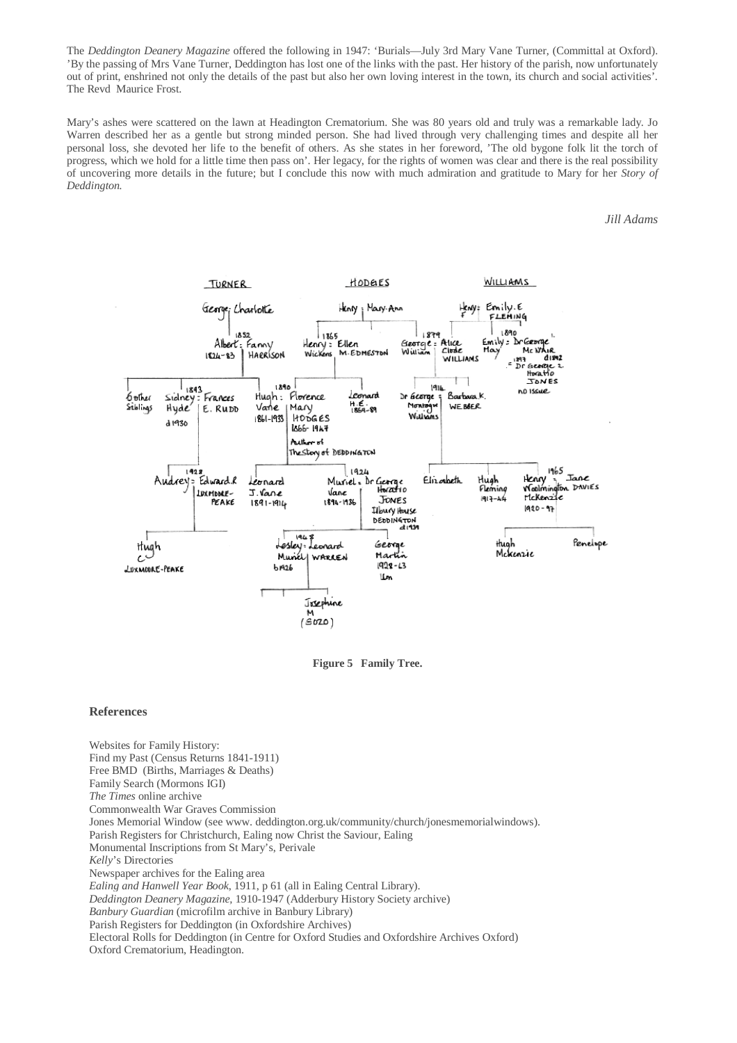The *Deddington Deanery Magazine* offered the following in 1947: 'Burials—July 3rd Mary Vane Turner, (Committal at Oxford). 'By the passing of Mrs Vane Turner, Deddington has lost one of the links with the past. Her history of the parish, now unfortunately out of print, enshrined not only the details of the past but also her own loving interest in the town, its church and social activities'. The Revd Maurice Frost.

Mary's ashes were scattered on the lawn at Headington Crematorium. She was 80 years old and truly was a remarkable lady. Jo Warren described her as a gentle but strong minded person. She had lived through very challenging times and despite all her personal loss, she devoted her life to the benefit of others. As she states in her foreword, 'The old bygone folk lit the torch of progress, which we hold for a little time then pass on'. Her legacy, for the rights of women was clear and there is the real possibility of uncovering more details in the future; but I conclude this now with much admiration and gratitude to Mary for her *Story of Deddington.*

*Jill Adams*

**Figure 5 Family Tree.**

## References

Websites for Family History:
Find my Past (Census Returns 1841-1911)
Free BMD (Births, Marriages & Deaths)
Family Search (Mormons IGI)
*The Times* online archive
Commonwealth War Graves Commission
Jones Memorial Window (see www. deddington.org.uk/community/church/jonesmemorialwindows).
Parish Registers for Christchurch, Ealing now Christ the Saviour, Ealing
Monumental Inscriptions from St Mary's, Perivale
*Kelly*'s Directories
Newspaper archives for the Ealing area
*Ealing and Hanwell Year Book*, 1911, p 61 (all in Ealing Central Library).
*Deddington Deanery Magazine,* 1910-1947 (Adderbury History Society archive)
*Banbury Guardian* (microfilm archive in Banbury Library)
Parish Registers for Deddington (in Oxfordshire Archives)
Electoral Rolls for Deddington (in Centre for Oxford Studies and Oxfordshire Archives Oxford)
Oxford Crematorium, Headington.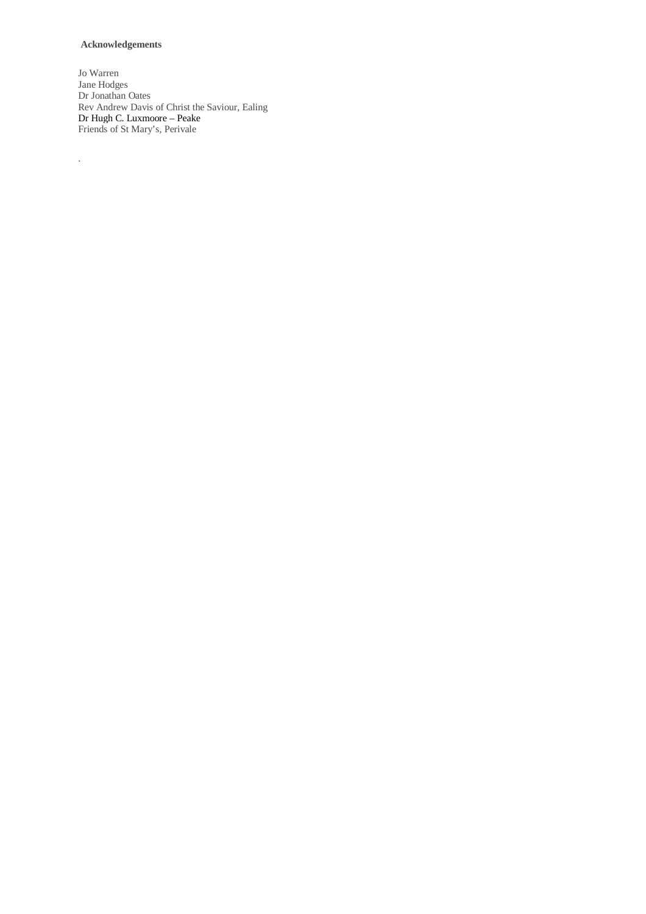**Acknowledgements**

Jo Warren
Jane Hodges
Dr Jonathan Oates
Rev Andrew Davis of Christ the Saviour, Ealing
Dr Hugh C. Luxmoore – Peake
Friends of St Mary's, Perivale

.